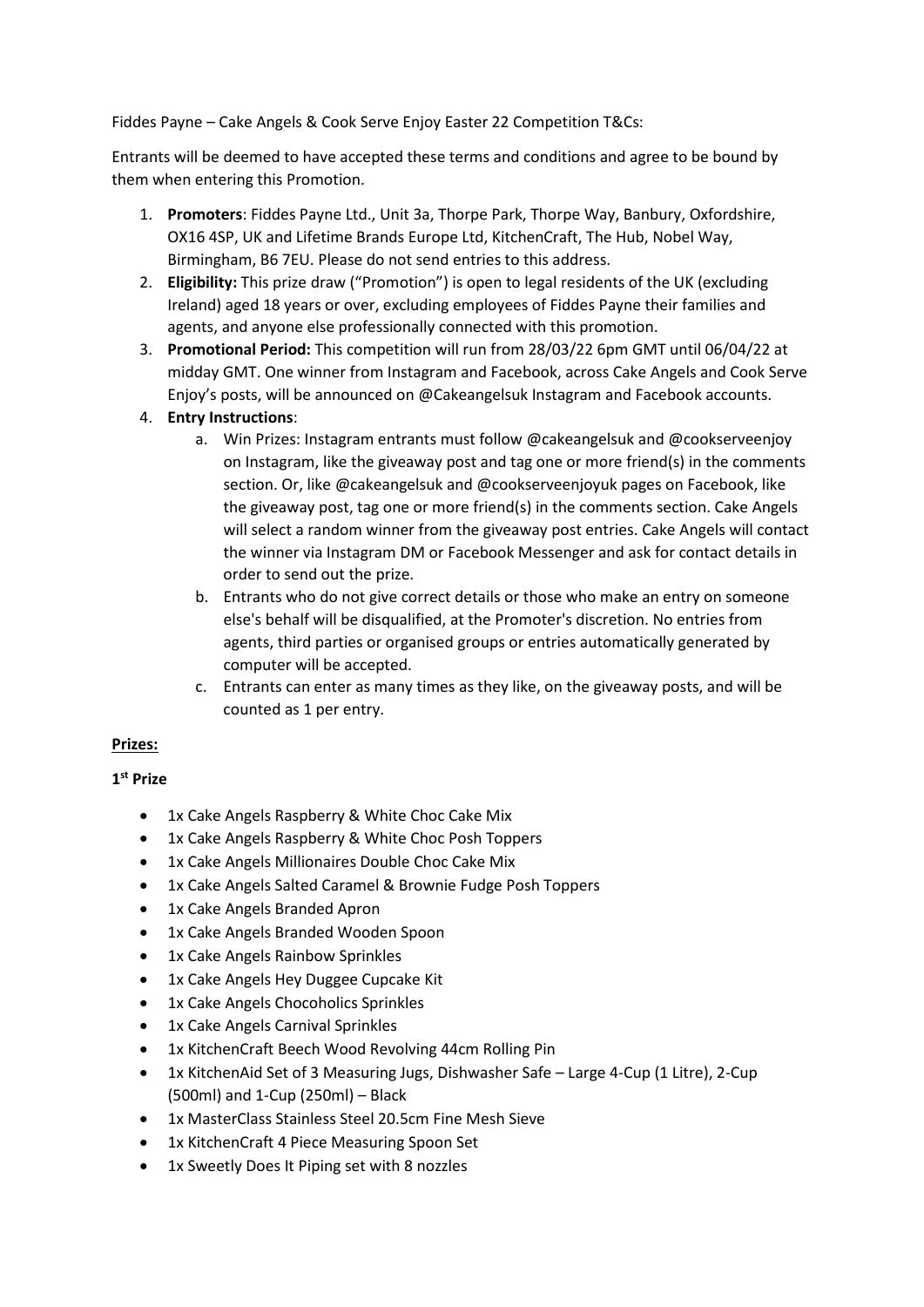Fiddes Payne – Cake Angels & Cook Serve Enjoy Easter 22 Competition T&Cs:

Entrants will be deemed to have accepted these terms and conditions and agree to be bound by them when entering this Promotion.

1. **Promoters**: Fiddes Payne Ltd., Unit 3a, Thorpe Park, Thorpe Way, Banbury, Oxfordshire, OX16 4SP, UK and Lifetime Brands Europe Ltd, KitchenCraft, The Hub, Nobel Way, Birmingham, B6 7EU. Please do not send entries to this address.
2. **Eligibility:** This prize draw ("Promotion") is open to legal residents of the UK (excluding Ireland) aged 18 years or over, excluding employees of Fiddes Payne their families and agents, and anyone else professionally connected with this promotion.
3. **Promotional Period:** This competition will run from 28/03/22 6pm GMT until 06/04/22 at midday GMT. One winner from Instagram and Facebook, across Cake Angels and Cook Serve Enjoy's posts, will be announced on @Cakeangelsuk Instagram and Facebook accounts.
4. **Entry Instructions**:
   a. Win Prizes: Instagram entrants must follow @cakeangelsuk and @cookserveenjoy on Instagram, like the giveaway post and tag one or more friend(s) in the comments section. Or, like @cakeangelsuk and @cookserveenjoyuk pages on Facebook, like the giveaway post, tag one or more friend(s) in the comments section. Cake Angels will select a random winner from the giveaway post entries. Cake Angels will contact the winner via Instagram DM or Facebook Messenger and ask for contact details in order to send out the prize.
   b. Entrants who do not give correct details or those who make an entry on someone else's behalf will be disqualified, at the Promoter's discretion. No entries from agents, third parties or organised groups or entries automatically generated by computer will be accepted.
   c. Entrants can enter as many times as they like, on the giveaway posts, and will be counted as 1 per entry.

**Prizes:**

**1st Prize**

- 1x Cake Angels Raspberry & White Choc Cake Mix
- 1x Cake Angels Raspberry & White Choc Posh Toppers
- 1x Cake Angels Millionaires Double Choc Cake Mix
- 1x Cake Angels Salted Caramel & Brownie Fudge Posh Toppers
- 1x Cake Angels Branded Apron
- 1x Cake Angels Branded Wooden Spoon
- 1x Cake Angels Rainbow Sprinkles
- 1x Cake Angels Hey Duggee Cupcake Kit
- 1x Cake Angels Chocoholics Sprinkles
- 1x Cake Angels Carnival Sprinkles
- 1x KitchenCraft Beech Wood Revolving 44cm Rolling Pin
- 1x KitchenAid Set of 3 Measuring Jugs, Dishwasher Safe – Large 4-Cup (1 Litre), 2-Cup (500ml) and 1-Cup (250ml) – Black
- 1x MasterClass Stainless Steel 20.5cm Fine Mesh Sieve
- 1x KitchenCraft 4 Piece Measuring Spoon Set
- 1x Sweetly Does It Piping set with 8 nozzles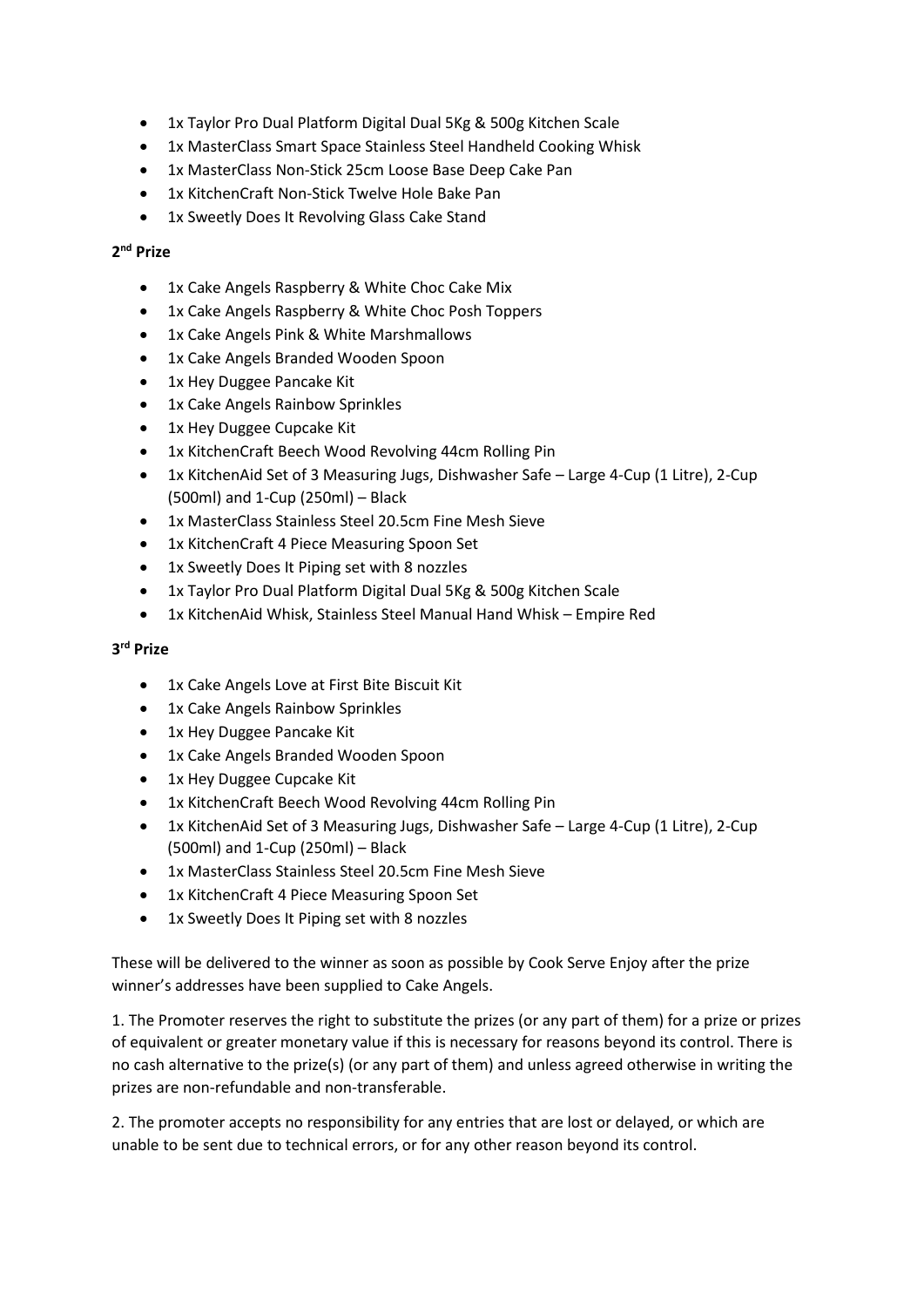- 1x Taylor Pro Dual Platform Digital Dual 5Kg & 500g Kitchen Scale
- 1x MasterClass Smart Space Stainless Steel Handheld Cooking Whisk
- 1x MasterClass Non-Stick 25cm Loose Base Deep Cake Pan
- 1x KitchenCraft Non-Stick Twelve Hole Bake Pan
- 1x Sweetly Does It Revolving Glass Cake Stand

**2nd Prize**

- 1x Cake Angels Raspberry & White Choc Cake Mix
- 1x Cake Angels Raspberry & White Choc Posh Toppers
- 1x Cake Angels Pink & White Marshmallows
- 1x Cake Angels Branded Wooden Spoon
- 1x Hey Duggee Pancake Kit
- 1x Cake Angels Rainbow Sprinkles
- 1x Hey Duggee Cupcake Kit
- 1x KitchenCraft Beech Wood Revolving 44cm Rolling Pin
- 1x KitchenAid Set of 3 Measuring Jugs, Dishwasher Safe – Large 4-Cup (1 Litre), 2-Cup (500ml) and 1-Cup (250ml) – Black
- 1x MasterClass Stainless Steel 20.5cm Fine Mesh Sieve
- 1x KitchenCraft 4 Piece Measuring Spoon Set
- 1x Sweetly Does It Piping set with 8 nozzles
- 1x Taylor Pro Dual Platform Digital Dual 5Kg & 500g Kitchen Scale
- 1x KitchenAid Whisk, Stainless Steel Manual Hand Whisk – Empire Red

**3rd Prize**

- 1x Cake Angels Love at First Bite Biscuit Kit
- 1x Cake Angels Rainbow Sprinkles
- 1x Hey Duggee Pancake Kit
- 1x Cake Angels Branded Wooden Spoon
- 1x Hey Duggee Cupcake Kit
- 1x KitchenCraft Beech Wood Revolving 44cm Rolling Pin
- 1x KitchenAid Set of 3 Measuring Jugs, Dishwasher Safe – Large 4-Cup (1 Litre), 2-Cup (500ml) and 1-Cup (250ml) – Black
- 1x MasterClass Stainless Steel 20.5cm Fine Mesh Sieve
- 1x KitchenCraft 4 Piece Measuring Spoon Set
- 1x Sweetly Does It Piping set with 8 nozzles

These will be delivered to the winner as soon as possible by Cook Serve Enjoy after the prize winner's addresses have been supplied to Cake Angels.

1. The Promoter reserves the right to substitute the prizes (or any part of them) for a prize or prizes of equivalent or greater monetary value if this is necessary for reasons beyond its control. There is no cash alternative to the prize(s) (or any part of them) and unless agreed otherwise in writing the prizes are non-refundable and non-transferable.

2. The promoter accepts no responsibility for any entries that are lost or delayed, or which are unable to be sent due to technical errors, or for any other reason beyond its control.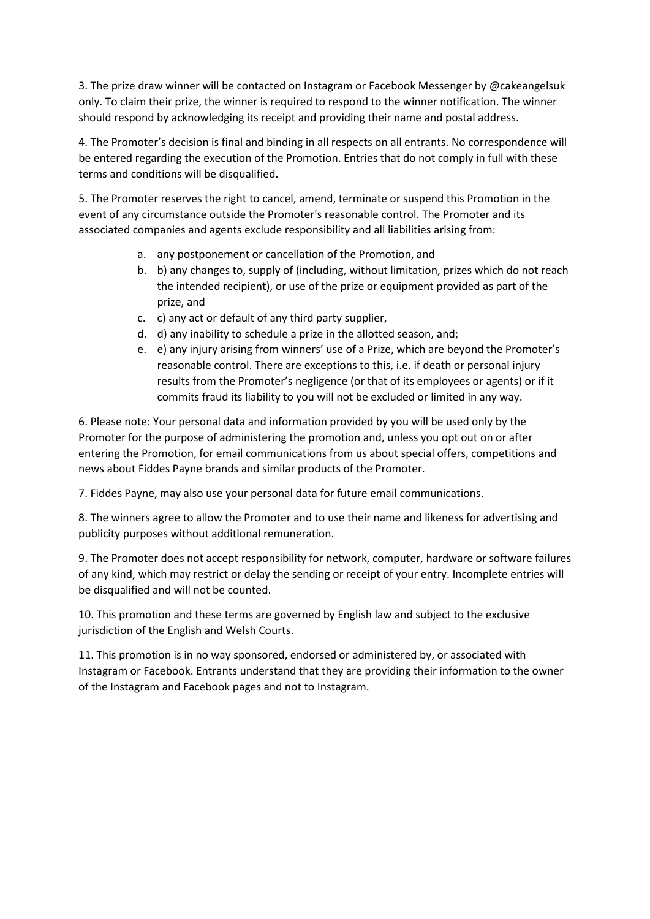3. The prize draw winner will be contacted on Instagram or Facebook Messenger by @cakeangelsuk only. To claim their prize, the winner is required to respond to the winner notification. The winner should respond by acknowledging its receipt and providing their name and postal address.

4. The Promoter's decision is final and binding in all respects on all entrants. No correspondence will be entered regarding the execution of the Promotion. Entries that do not comply in full with these terms and conditions will be disqualified.

5. The Promoter reserves the right to cancel, amend, terminate or suspend this Promotion in the event of any circumstance outside the Promoter's reasonable control. The Promoter and its associated companies and agents exclude responsibility and all liabilities arising from:

a. any postponement or cancellation of the Promotion, and
b. b) any changes to, supply of (including, without limitation, prizes which do not reach the intended recipient), or use of the prize or equipment provided as part of the prize, and
c. c) any act or default of any third party supplier,
d. d) any inability to schedule a prize in the allotted season, and;
e. e) any injury arising from winners' use of a Prize, which are beyond the Promoter's reasonable control. There are exceptions to this, i.e. if death or personal injury results from the Promoter's negligence (or that of its employees or agents) or if it commits fraud its liability to you will not be excluded or limited in any way.

6. Please note: Your personal data and information provided by you will be used only by the Promoter for the purpose of administering the promotion and, unless you opt out on or after entering the Promotion, for email communications from us about special offers, competitions and news about Fiddes Payne brands and similar products of the Promoter.

7. Fiddes Payne, may also use your personal data for future email communications.

8. The winners agree to allow the Promoter and to use their name and likeness for advertising and publicity purposes without additional remuneration.

9. The Promoter does not accept responsibility for network, computer, hardware or software failures of any kind, which may restrict or delay the sending or receipt of your entry. Incomplete entries will be disqualified and will not be counted.

10. This promotion and these terms are governed by English law and subject to the exclusive jurisdiction of the English and Welsh Courts.

11. This promotion is in no way sponsored, endorsed or administered by, or associated with Instagram or Facebook. Entrants understand that they are providing their information to the owner of the Instagram and Facebook pages and not to Instagram.